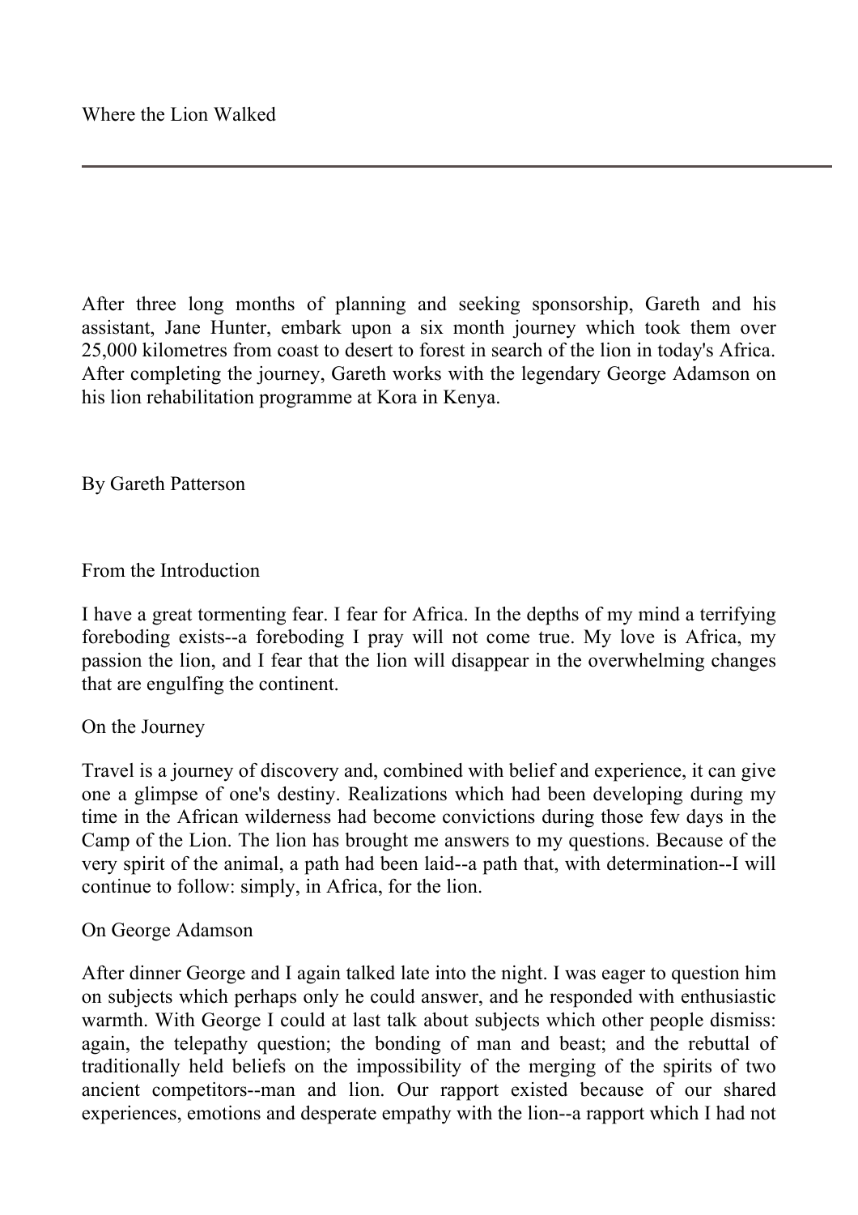# Where the Lion Walked

After three long months of planning and seeking sponsorship, Gareth and his assistant, Jane Hunter, embark upon a six month journey which took them over 25,000 kilometres from coast to desert to forest in search of the lion in today's Africa. After completing the journey, Gareth works with the legendary George Adamson on his lion rehabilitation programme at Kora in Kenya.

By Gareth Patterson

## From the Introduction

I have a great tormenting fear. I fear for Africa. In the depths of my mind a terrifying foreboding exists--a foreboding I pray will not come true. My love is Africa, my passion the lion, and I fear that the lion will disappear in the overwhelming changes that are engulfing the continent.

## On the Journey

Travel is a journey of discovery and, combined with belief and experience, it can give one a glimpse of one's destiny. Realizations which had been developing during my time in the African wilderness had become convictions during those few days in the Camp of the Lion. The lion has brought me answers to my questions. Because of the very spirit of the animal, a path had been laid--a path that, with determination--I will continue to follow: simply, in Africa, for the lion.

## On George Adamson

After dinner George and I again talked late into the night. I was eager to question him on subjects which perhaps only he could answer, and he responded with enthusiastic warmth. With George I could at last talk about subjects which other people dismiss: again, the telepathy question; the bonding of man and beast; and the rebuttal of traditionally held beliefs on the impossibility of the merging of the spirits of two ancient competitors--man and lion. Our rapport existed because of our shared experiences, emotions and desperate empathy with the lion--a rapport which I had not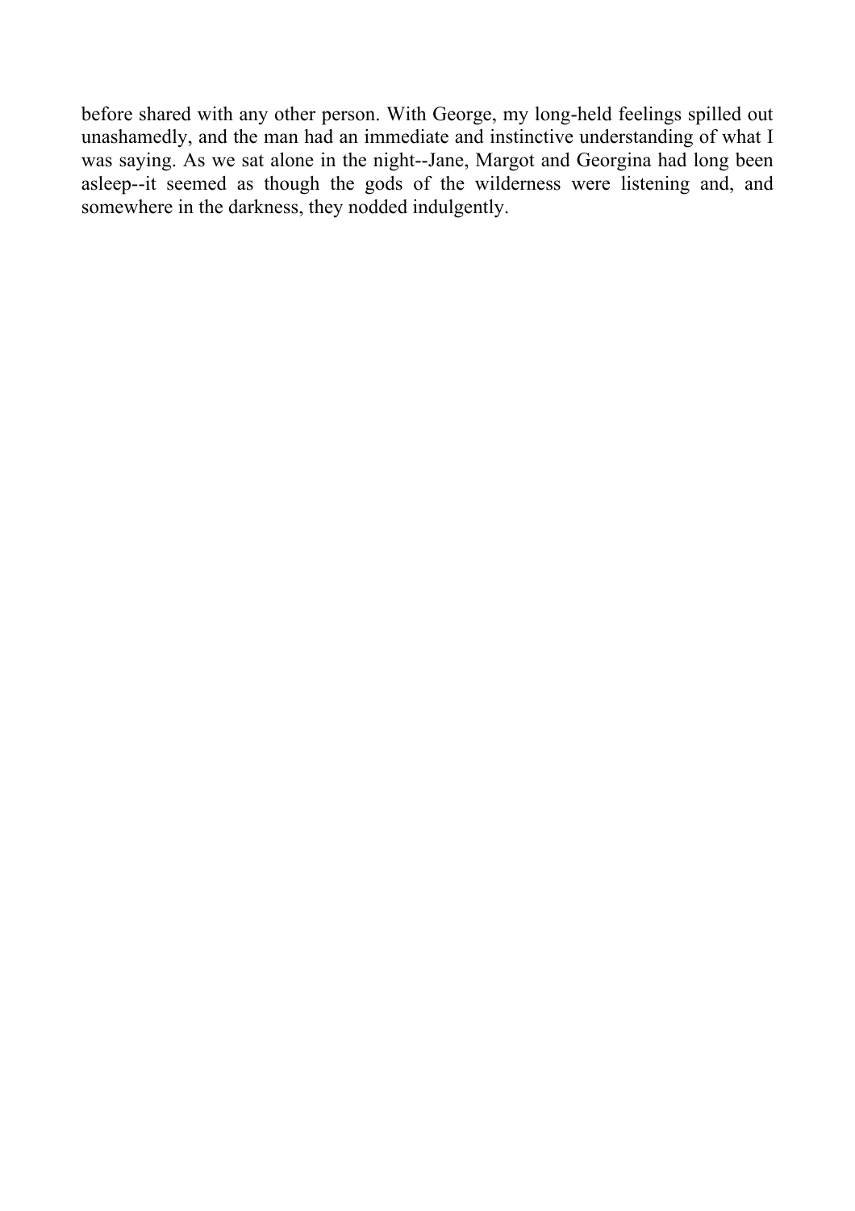before shared with any other person. With George, my long-held feelings spilled out unashamedly, and the man had an immediate and instinctive understanding of what I was saying. As we sat alone in the night--Jane, Margot and Georgina had long been asleep--it seemed as though the gods of the wilderness were listening and, and somewhere in the darkness, they nodded indulgently.